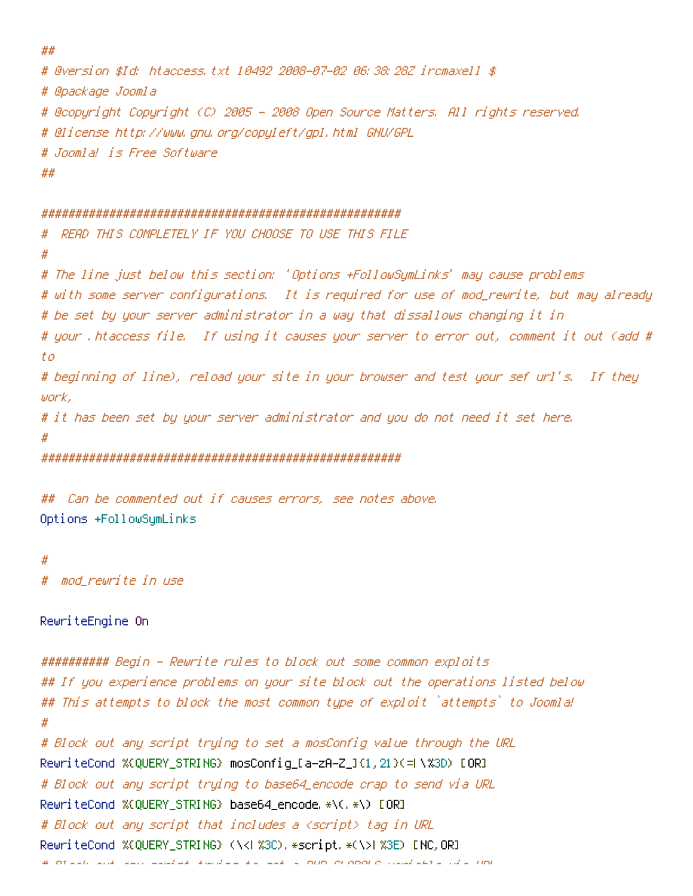```
##
# @version $Id: htaccess.txt 10492 2008-07-02 06:38:28Z ircmaxell $
# @package Joomla
# @copyright Copyright (C) 2005 - 2008 Open Source Matters. All rights reserved.
# @license http://www.gnu.org/copyleft/gpl.html GNU/GPL
# Joomla! is Free Software
##

#####################################################
#  READ THIS COMPLETELY IF YOU CHOOSE TO USE THIS FILE
#
# The line just below this section: 'Options +FollowSymLinks' may cause problems
# with some server configurations.  It is required for use of mod_rewrite, but may already
# be set by your server administrator in a way that dissallows changing it in
# your .htaccess file.  If using it causes your server to error out, comment it out (add #
to
# beginning of line), reload your site in your browser and test your sef url's.  If they
work,
# it has been set by your server administrator and you do not need it set here.
#
#####################################################

##  Can be commented out if causes errors, see notes above.
Options +FollowSymLinks

#
#  mod_rewrite in use

RewriteEngine On

########## Begin - Rewrite rules to block out some common exploits
## If you experience problems on your site block out the operations listed below
## This attempts to block the most common type of exploit `attempts` to Joomla!
#
# Block out any script trying to set a mosConfig value through the URL
RewriteCond %{QUERY_STRING} mosConfig_[a-zA-Z_]{1,21}(=|\%3D) [OR]
# Block out any script trying to base64_encode crap to send via URL
RewriteCond %{QUERY_STRING} base64_encode.*\(.*\) [OR]
# Block out any script that includes a <script> tag in URL
RewriteCond %{QUERY_STRING} (\<|%3C).*script.*(\>|%3E) [NC,OR]
```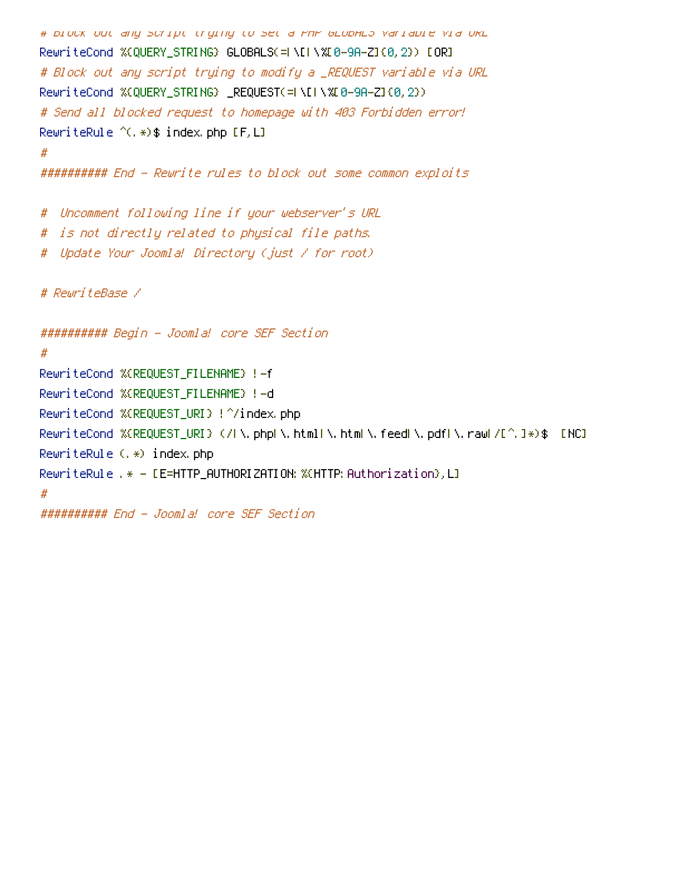```
# Block out any script trying to set a PHP GLOBALS variable via URL
RewriteCond %{QUERY_STRING} GLOBALS(=|\[|\%[0-9A-Z]{0,2}) [OR]
# Block out any script trying to modify a _REQUEST variable via URL
RewriteCond %{QUERY_STRING} _REQUEST(=|\[|\%[0-9A-Z]{0,2})
# Send all blocked request to homepage with 403 Forbidden error!
RewriteRule ^(.*)$ index.php [F,L]
#
########## End - Rewrite rules to block out some common exploits

#  Uncomment following line if your webserver's URL
#  is not directly related to physical file paths.
#  Update Your Joomla! Directory (just / for root)

# RewriteBase /

########## Begin - Joomla! core SEF Section
#
RewriteCond %{REQUEST_FILENAME} !-f
RewriteCond %{REQUEST_FILENAME} !-d
RewriteCond %{REQUEST_URI} !^/index.php
RewriteCond %{REQUEST_URI} (/|\.php|\.html|\.htm|\.feed|\.pdf|\.raw|/[^.]*)$  [NC]
RewriteRule (.*) index.php
RewriteRule .* - [E=HTTP_AUTHORIZATION:%{HTTP:Authorization},L]
#
########## End - Joomla! core SEF Section
```